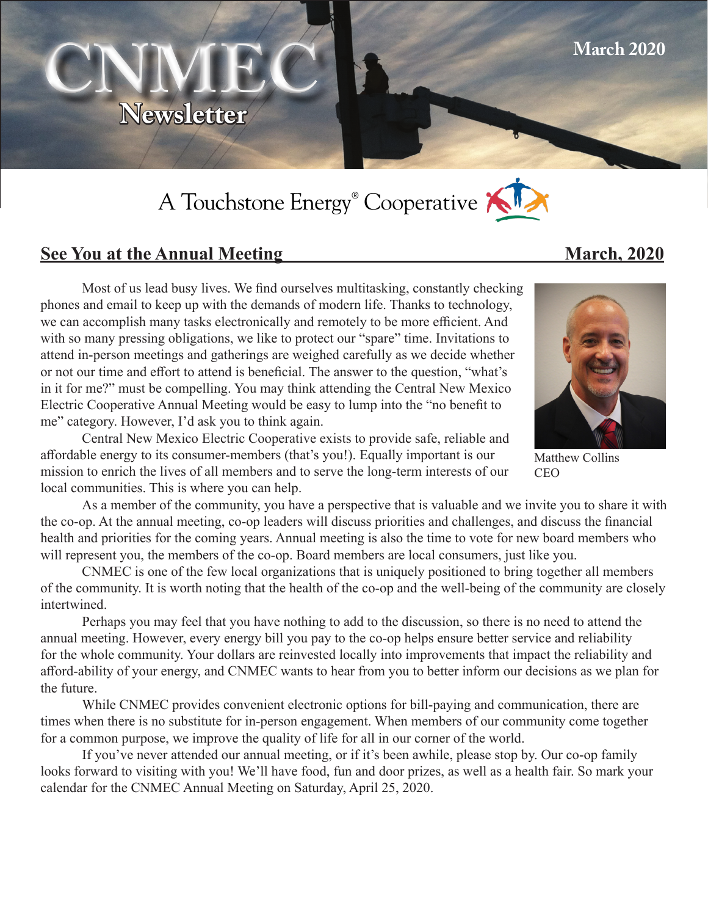# CNMEC Newsletter

March 2020

A Touchstone Energy® Cooperative

## See You at the Annual Meeting — March, 2020

Most of us lead busy lives. We find ourselves multitasking, constantly checking phones and email to keep up with the demands of modern life. Thanks to technology, we can accomplish many tasks electronically and remotely to be more efficient. And with so many pressing obligations, we like to protect our "spare" time. Invitations to attend in-person meetings and gatherings are weighed carefully as we decide whether or not our time and effort to attend is beneficial. The answer to the question, "what's in it for me?" must be compelling. You may think attending the Central New Mexico Electric Cooperative Annual Meeting would be easy to lump into the "no benefit to me" category. However, I'd ask you to think again.

Matthew Collins
CEO

Central New Mexico Electric Cooperative exists to provide safe, reliable and affordable energy to its consumer-members (that's you!). Equally important is our mission to enrich the lives of all members and to serve the long-term interests of our local communities. This is where you can help.

As a member of the community, you have a perspective that is valuable and we invite you to share it with the co-op. At the annual meeting, co-op leaders will discuss priorities and challenges, and discuss the financial health and priorities for the coming years. Annual meeting is also the time to vote for new board members who will represent you, the members of the co-op. Board members are local consumers, just like you.

CNMEC is one of the few local organizations that is uniquely positioned to bring together all members of the community. It is worth noting that the health of the co-op and the well-being of the community are closely intertwined.

Perhaps you may feel that you have nothing to add to the discussion, so there is no need to attend the annual meeting. However, every energy bill you pay to the co-op helps ensure better service and reliability for the whole community. Your dollars are reinvested locally into improvements that impact the reliability and afford-ability of your energy, and CNMEC wants to hear from you to better inform our decisions as we plan for the future.

While CNMEC provides convenient electronic options for bill-paying and communication, there are times when there is no substitute for in-person engagement. When members of our community come together for a common purpose, we improve the quality of life for all in our corner of the world.

If you've never attended our annual meeting, or if it's been awhile, please stop by. Our co-op family looks forward to visiting with you! We'll have food, fun and door prizes, as well as a health fair. So mark your calendar for the CNMEC Annual Meeting on Saturday, April 25, 2020.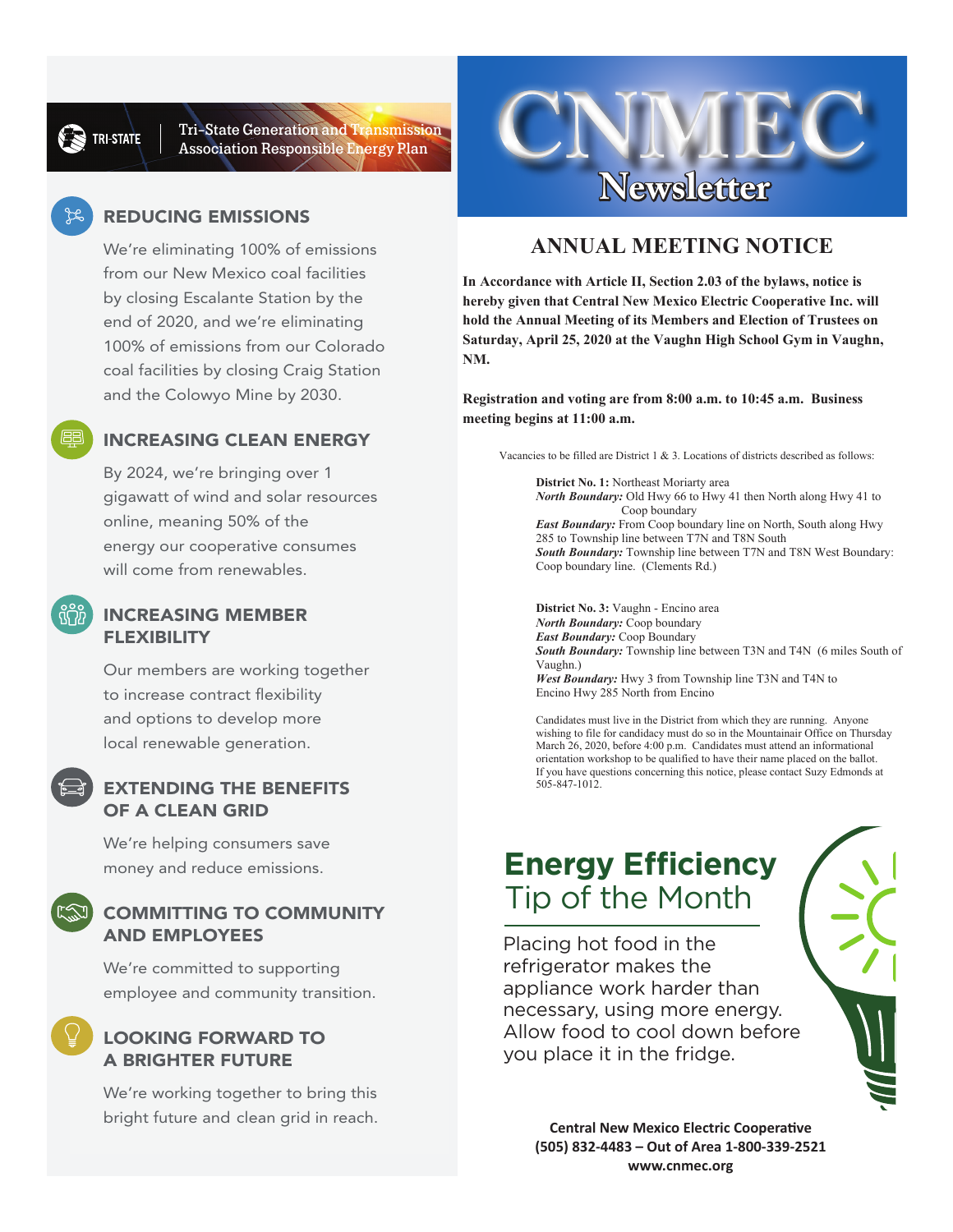TRI-STATE

Tri-State Generation and Transmission Association Responsible Energy Plan

## REDUCING EMISSIONS

We're eliminating 100% of emissions from our New Mexico coal facilities by closing Escalante Station by the end of 2020, and we're eliminating 100% of emissions from our Colorado coal facilities by closing Craig Station and the Colowyo Mine by 2030.

## INCREASING CLEAN ENERGY

By 2024, we're bringing over 1 gigawatt of wind and solar resources online, meaning 50% of the energy our cooperative consumes will come from renewables.

## INCREASING MEMBER FLEXIBILITY

Our members are working together to increase contract flexibility and options to develop more local renewable generation.

## EXTENDING THE BENEFITS OF A CLEAN GRID

We're helping consumers save money and reduce emissions.

## COMMITTING TO COMMUNITY AND EMPLOYEES

We're committed to supporting employee and community transition.

## LOOKING FORWARD TO A BRIGHTER FUTURE

We're working together to bring this bright future and clean grid in reach.

# CNMEC Newsletter

## ANNUAL MEETING NOTICE

**In Accordance with Article II, Section 2.03 of the bylaws, notice is hereby given that Central New Mexico Electric Cooperative Inc. will hold the Annual Meeting of its Members and Election of Trustees on Saturday, April 25, 2020 at the Vaughn High School Gym in Vaughn, NM.**

**Registration and voting are from 8:00 a.m. to 10:45 a.m. Business meeting begins at 11:00 a.m.**

Vacancies to be filled are District 1 & 3. Locations of districts described as follows:

**District No. 1:** Northeast Moriarty area
***North Boundary:*** Old Hwy 66 to Hwy 41 then North along Hwy 41 to Coop boundary
***East Boundary:*** From Coop boundary line on North, South along Hwy 285 to Township line between T7N and T8N South
***South Boundary:*** Township line between T7N and T8N West Boundary: Coop boundary line. (Clements Rd.)

**District No. 3:** Vaughn - Encino area
***North Boundary:*** Coop boundary
***East Boundary:*** Coop Boundary
***South Boundary:*** Township line between T3N and T4N (6 miles South of Vaughn.)
***West Boundary:*** Hwy 3 from Township line T3N and T4N to Encino Hwy 285 North from Encino

Candidates must live in the District from which they are running. Anyone wishing to file for candidacy must do so in the Mountainair Office on Thursday March 26, 2020, before 4:00 p.m. Candidates must attend an informational orientation workshop to be qualified to have their name placed on the ballot. If you have questions concerning this notice, please contact Suzy Edmonds at 505-847-1012.

## Energy Efficiency Tip of the Month

Placing hot food in the refrigerator makes the appliance work harder than necessary, using more energy. Allow food to cool down before you place it in the fridge.

**Central New Mexico Electric Cooperative**
**(505) 832-4483 – Out of Area 1-800-339-2521**
**www.cnmec.org**